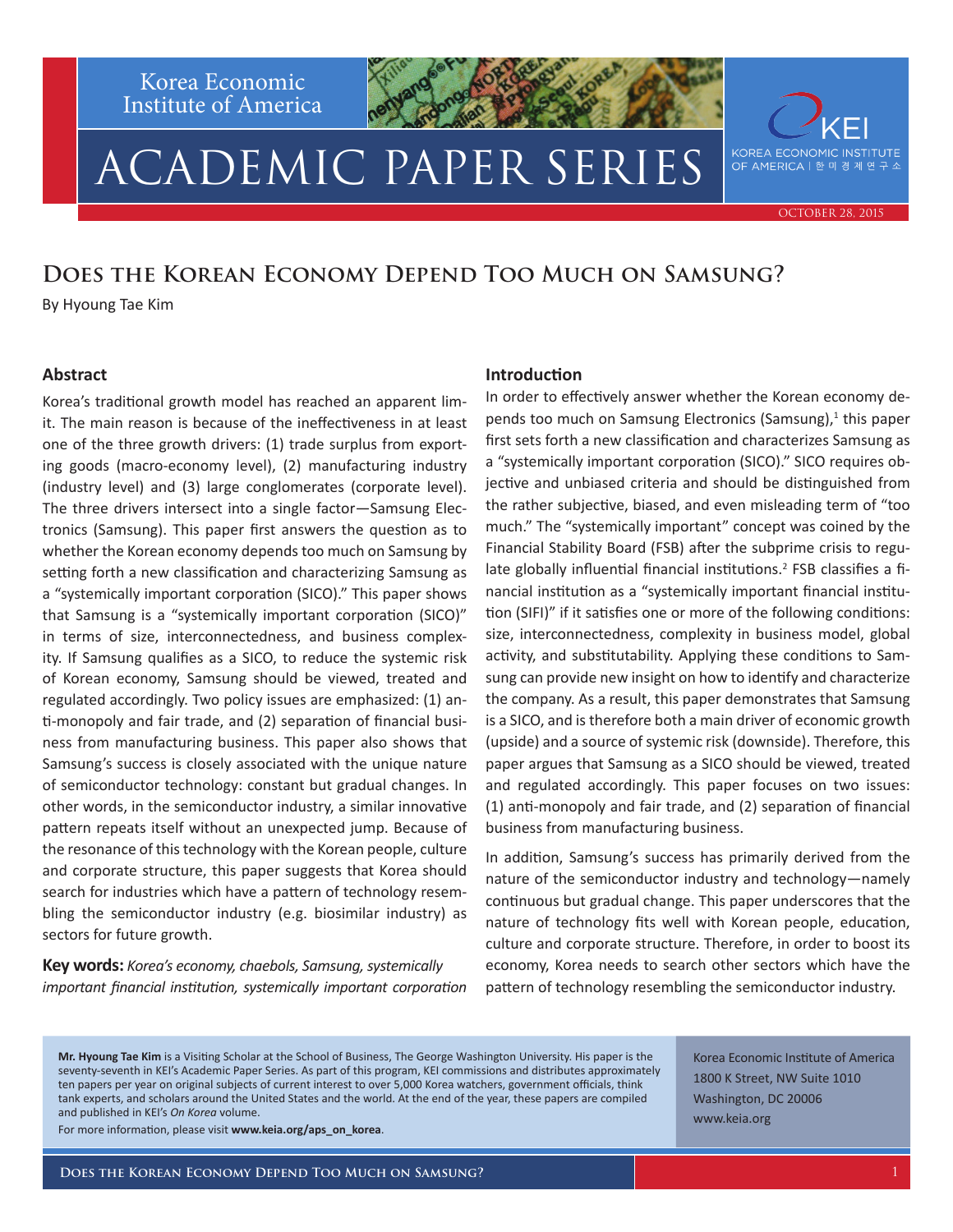Korea Economic Institute of America

# ACADEMIC PAPER SERIES

OCTOBER 28, 2015

# Does the Korean Economy Depend Too Much on Samsung?

By Hyoung Tae Kim

## Abstract

Korea's traditional growth model has reached an apparent limit. The main reason is because of the ineffectiveness in at least one of the three growth drivers: (1) trade surplus from exporting goods (macro-economy level), (2) manufacturing industry (industry level) and (3) large conglomerates (corporate level). The three drivers intersect into a single factor—Samsung Electronics (Samsung). This paper first answers the question as to whether the Korean economy depends too much on Samsung by setting forth a new classification and characterizing Samsung as a "systemically important corporation (SICO)." This paper shows that Samsung is a "systemically important corporation (SICO)" in terms of size, interconnectedness, and business complexity. If Samsung qualifies as a SICO, to reduce the systemic risk of Korean economy, Samsung should be viewed, treated and regulated accordingly. Two policy issues are emphasized: (1) anti-monopoly and fair trade, and (2) separation of financial business from manufacturing business. This paper also shows that Samsung's success is closely associated with the unique nature of semiconductor technology: constant but gradual changes. In other words, in the semiconductor industry, a similar innovative pattern repeats itself without an unexpected jump. Because of the resonance of this technology with the Korean people, culture and corporate structure, this paper suggests that Korea should search for industries which have a pattern of technology resembling the semiconductor industry (e.g. biosimilar industry) as sectors for future growth.

**Key words:** *Korea's economy, chaebols, Samsung, systemically important financial institution, systemically important corporation*

## Introduction

In order to effectively answer whether the Korean economy depends too much on Samsung Electronics (Samsung),[1] this paper first sets forth a new classification and characterizes Samsung as a "systemically important corporation (SICO)." SICO requires objective and unbiased criteria and should be distinguished from the rather subjective, biased, and even misleading term of "too much." The "systemically important" concept was coined by the Financial Stability Board (FSB) after the subprime crisis to regulate globally influential financial institutions.[2] FSB classifies a financial institution as a "systemically important financial institution (SIFI)" if it satisfies one or more of the following conditions: size, interconnectedness, complexity in business model, global activity, and substitutability. Applying these conditions to Samsung can provide new insight on how to identify and characterize the company. As a result, this paper demonstrates that Samsung is a SICO, and is therefore both a main driver of economic growth (upside) and a source of systemic risk (downside). Therefore, this paper argues that Samsung as a SICO should be viewed, treated and regulated accordingly. This paper focuses on two issues: (1) anti-monopoly and fair trade, and (2) separation of financial business from manufacturing business.

In addition, Samsung's success has primarily derived from the nature of the semiconductor industry and technology—namely continuous but gradual change. This paper underscores that the nature of technology fits well with Korean people, education, culture and corporate structure. Therefore, in order to boost its economy, Korea needs to search other sectors which have the pattern of technology resembling the semiconductor industry.

**Mr. Hyoung Tae Kim** is a Visiting Scholar at the School of Business, The George Washington University. His paper is the seventy-seventh in KEI's Academic Paper Series. As part of this program, KEI commissions and distributes approximately ten papers per year on original subjects of current interest to over 5,000 Korea watchers, government officials, think tank experts, and scholars around the United States and the world. At the end of the year, these papers are compiled and published in KEI's *On Korea* volume.

For more information, please visit **www.keia.org/aps_on_korea**.

Korea Economic Institute of America
1800 K Street, NW Suite 1010
Washington, DC 20006
www.keia.org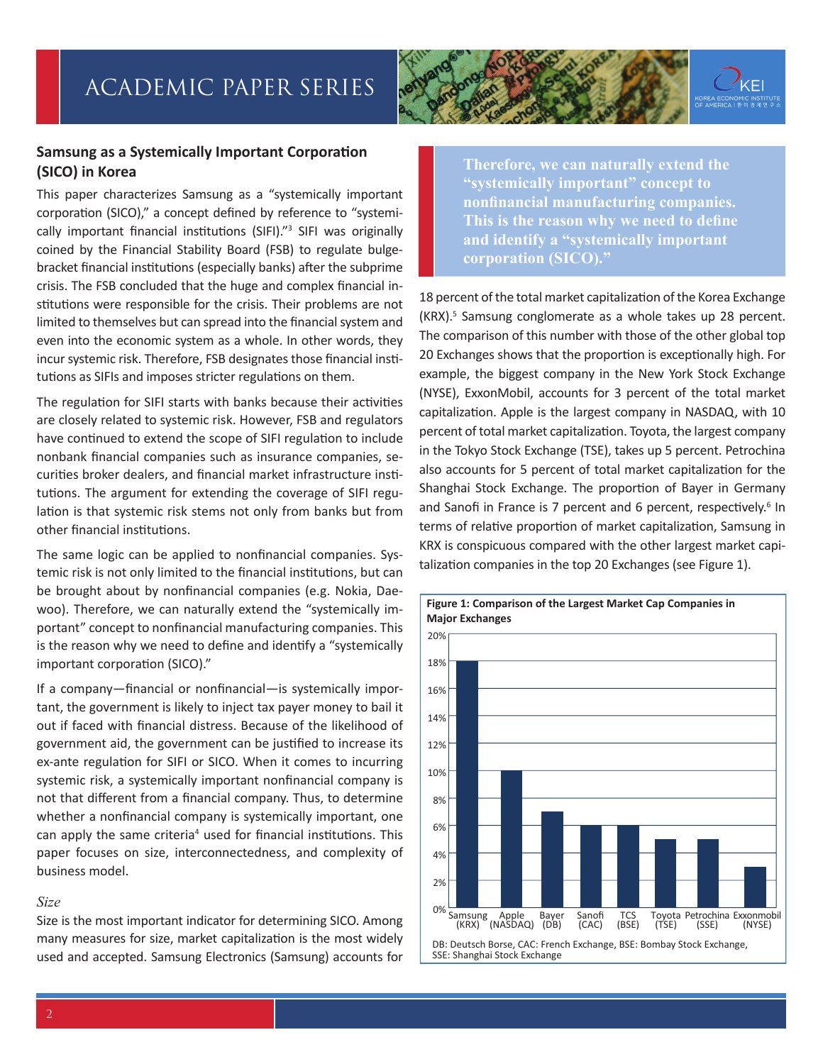## Samsung as a Systemically Important Corporation (SICO) in Korea

This paper characterizes Samsung as a "systemically important corporation (SICO)," a concept defined by reference to "systemically important financial institutions (SIFI)."[3] SIFI was originally coined by the Financial Stability Board (FSB) to regulate bulge-bracket financial institutions (especially banks) after the subprime crisis. The FSB concluded that the huge and complex financial institutions were responsible for the crisis. Their problems are not limited to themselves but can spread into the financial system and even into the economic system as a whole. In other words, they incur systemic risk. Therefore, FSB designates those financial institutions as SIFIs and imposes stricter regulations on them.

The regulation for SIFI starts with banks because their activities are closely related to systemic risk. However, FSB and regulators have continued to extend the scope of SIFI regulation to include nonbank financial companies such as insurance companies, securities broker dealers, and financial market infrastructure institutions. The argument for extending the coverage of SIFI regulation is that systemic risk stems not only from banks but from other financial institutions.

The same logic can be applied to nonfinancial companies. Systemic risk is not only limited to the financial institutions, but can be brought about by nonfinancial companies (e.g. Nokia, Daewoo). Therefore, we can naturally extend the "systemically important" concept to nonfinancial manufacturing companies. This is the reason why we need to define and identify a "systemically important corporation (SICO)."

If a company—financial or nonfinancial—is systemically important, the government is likely to inject tax payer money to bail it out if faced with financial distress. Because of the likelihood of government aid, the government can be justified to increase its ex-ante regulation for SIFI or SICO. When it comes to incurring systemic risk, a systemically important nonfinancial company is not that different from a financial company. Thus, to determine whether a nonfinancial company is systemically important, one can apply the same criteria[4] used for financial institutions. This paper focuses on size, interconnectedness, and complexity of business model.

*Size*

Size is the most important indicator for determining SICO. Among many measures for size, market capitalization is the most widely used and accepted. Samsung Electronics (Samsung) accounts for 18 percent of the total market capitalization of the Korea Exchange (KRX).[5] Samsung conglomerate as a whole takes up 28 percent. The comparison of this number with those of the other global top 20 Exchanges shows that the proportion is exceptionally high. For example, the biggest company in the New York Stock Exchange (NYSE), ExxonMobil, accounts for 3 percent of the total market capitalization. Apple is the largest company in NASDAQ, with 10 percent of total market capitalization. Toyota, the largest company in the Tokyo Stock Exchange (TSE), takes up 5 percent. Petrochina also accounts for 5 percent of total market capitalization for the Shanghai Stock Exchange. The proportion of Bayer in Germany and Sanofi in France is 7 percent and 6 percent, respectively.[6] In terms of relative proportion of market capitalization, Samsung in KRX is conspicuous compared with the other largest market capitalization companies in the top 20 Exchanges (see Figure 1).

> **Therefore, we can naturally extend the "systemically important" concept to nonfinancial manufacturing companies. This is the reason why we need to define and identify a "systemically important corporation (SICO)."**

**Figure 1: Comparison of the Largest Market Cap Companies in Major Exchanges**

| Company (Exchange) | Share of total market cap |
|---|---|
| Samsung (KRX) | 18% |
| Apple (NASDAQ) | 10% |
| Bayer (DB) | 7% |
| Sanofi (CAC) | 6% |
| TCS (BSE) | 6% |
| Toyota (TSE) | 5% |
| Petrochina (SSE) | 5% |
| Exxonmobil (NYSE) | 3% |

DB: Deutsch Borse, CAC: French Exchange, BSE: Bombay Stock Exchange, SSE: Shanghai Stock Exchange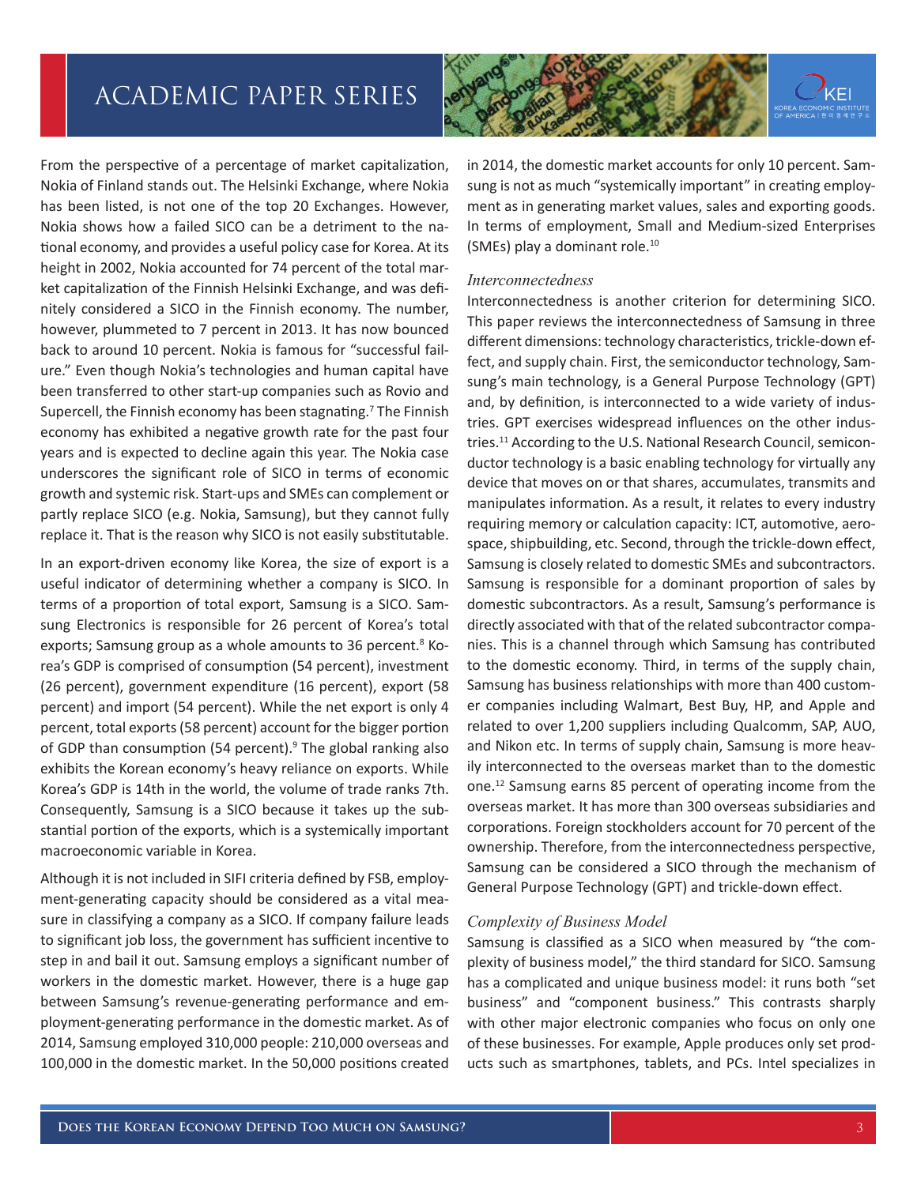From the perspective of a percentage of market capitalization, Nokia of Finland stands out. The Helsinki Exchange, where Nokia has been listed, is not one of the top 20 Exchanges. However, Nokia shows how a failed SICO can be a detriment to the national economy, and provides a useful policy case for Korea. At its height in 2002, Nokia accounted for 74 percent of the total market capitalization of the Finnish Helsinki Exchange, and was definitely considered a SICO in the Finnish economy. The number, however, plummeted to 7 percent in 2013. It has now bounced back to around 10 percent. Nokia is famous for "successful failure." Even though Nokia's technologies and human capital have been transferred to other start-up companies such as Rovio and Supercell, the Finnish economy has been stagnating.[7] The Finnish economy has exhibited a negative growth rate for the past four years and is expected to decline again this year. The Nokia case underscores the significant role of SICO in terms of economic growth and systemic risk. Start-ups and SMEs can complement or partly replace SICO (e.g. Nokia, Samsung), but they cannot fully replace it. That is the reason why SICO is not easily substitutable.

In an export-driven economy like Korea, the size of export is a useful indicator of determining whether a company is SICO. In terms of a proportion of total export, Samsung is a SICO. Samsung Electronics is responsible for 26 percent of Korea's total exports; Samsung group as a whole amounts to 36 percent.[8] Korea's GDP is comprised of consumption (54 percent), investment (26 percent), government expenditure (16 percent), export (58 percent) and import (54 percent). While the net export is only 4 percent, total exports (58 percent) account for the bigger portion of GDP than consumption (54 percent).[9] The global ranking also exhibits the Korean economy's heavy reliance on exports. While Korea's GDP is 14th in the world, the volume of trade ranks 7th. Consequently, Samsung is a SICO because it takes up the substantial portion of the exports, which is a systemically important macroeconomic variable in Korea.

Although it is not included in SIFI criteria defined by FSB, employment-generating capacity should be considered as a vital measure in classifying a company as a SICO. If company failure leads to significant job loss, the government has sufficient incentive to step in and bail it out. Samsung employs a significant number of workers in the domestic market. However, there is a huge gap between Samsung's revenue-generating performance and employment-generating performance in the domestic market. As of 2014, Samsung employed 310,000 people: 210,000 overseas and 100,000 in the domestic market. In the 50,000 positions created in 2014, the domestic market accounts for only 10 percent. Samsung is not as much "systemically important" in creating employment as in generating market values, sales and exporting goods. In terms of employment, Small and Medium-sized Enterprises (SMEs) play a dominant role.[10]

### *Interconnectedness*

Interconnectedness is another criterion for determining SICO. This paper reviews the interconnectedness of Samsung in three different dimensions: technology characteristics, trickle-down effect, and supply chain. First, the semiconductor technology, Samsung's main technology, is a General Purpose Technology (GPT) and, by definition, is interconnected to a wide variety of industries. GPT exercises widespread influences on the other industries.[11] According to the U.S. National Research Council, semiconductor technology is a basic enabling technology for virtually any device that moves on or that shares, accumulates, transmits and manipulates information. As a result, it relates to every industry requiring memory or calculation capacity: ICT, automotive, aerospace, shipbuilding, etc. Second, through the trickle-down effect, Samsung is closely related to domestic SMEs and subcontractors. Samsung is responsible for a dominant proportion of sales by domestic subcontractors. As a result, Samsung's performance is directly associated with that of the related subcontractor companies. This is a channel through which Samsung has contributed to the domestic economy. Third, in terms of the supply chain, Samsung has business relationships with more than 400 customer companies including Walmart, Best Buy, HP, and Apple and related to over 1,200 suppliers including Qualcomm, SAP, AUO, and Nikon etc. In terms of supply chain, Samsung is more heavily interconnected to the overseas market than to the domestic one.[12] Samsung earns 85 percent of operating income from the overseas market. It has more than 300 overseas subsidiaries and corporations. Foreign stockholders account for 70 percent of the ownership. Therefore, from the interconnectedness perspective, Samsung can be considered a SICO through the mechanism of General Purpose Technology (GPT) and trickle-down effect.

### *Complexity of Business Model*

Samsung is classified as a SICO when measured by "the complexity of business model," the third standard for SICO. Samsung has a complicated and unique business model: it runs both "set business" and "component business." This contrasts sharply with other major electronic companies who focus on only one of these businesses. For example, Apple produces only set products such as smartphones, tablets, and PCs. Intel specializes in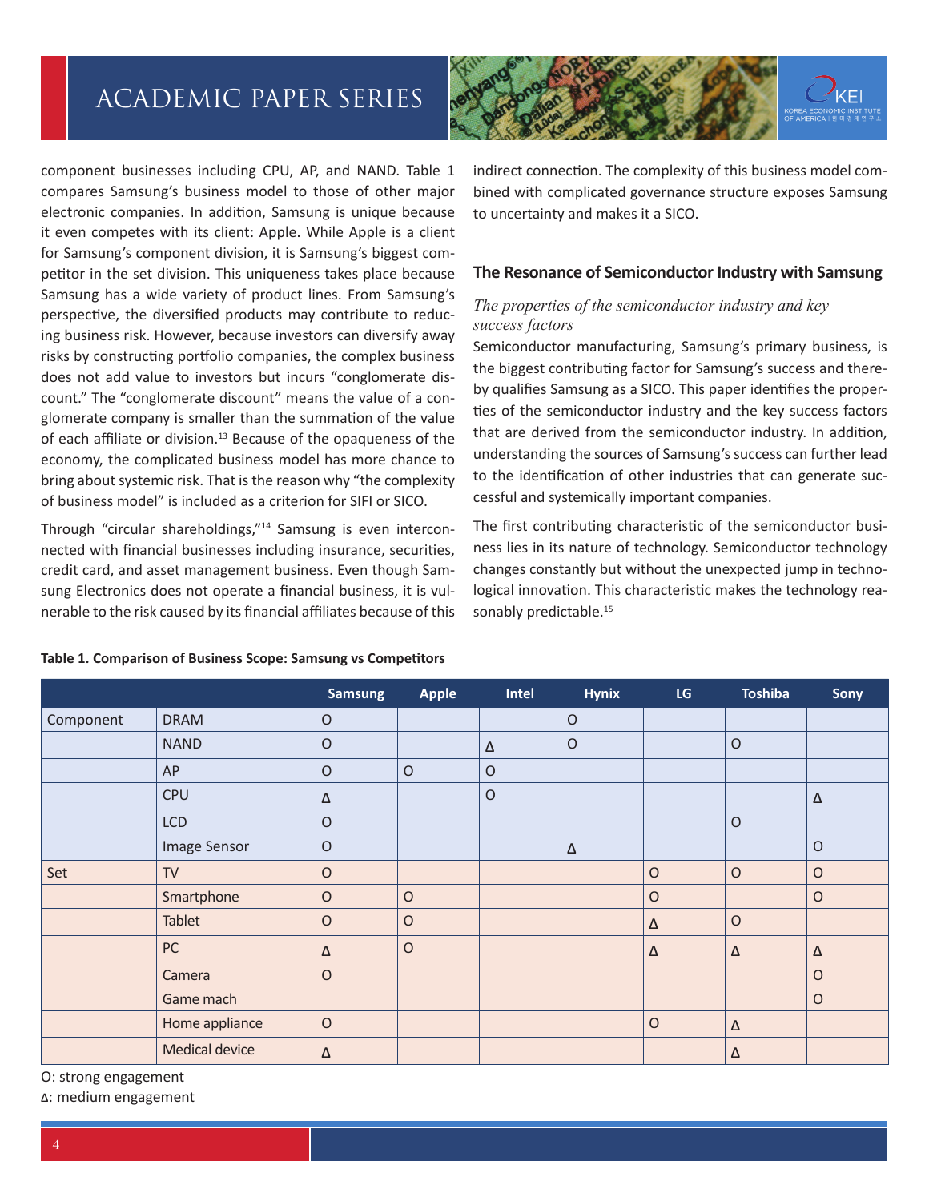component businesses including CPU, AP, and NAND. Table 1 compares Samsung's business model to those of other major electronic companies. In addition, Samsung is unique because it even competes with its client: Apple. While Apple is a client for Samsung's component division, it is Samsung's biggest competitor in the set division. This uniqueness takes place because Samsung has a wide variety of product lines. From Samsung's perspective, the diversified products may contribute to reducing business risk. However, because investors can diversify away risks by constructing portfolio companies, the complex business does not add value to investors but incurs "conglomerate discount." The "conglomerate discount" means the value of a conglomerate company is smaller than the summation of the value of each affiliate or division.[13] Because of the opaqueness of the economy, the complicated business model has more chance to bring about systemic risk. That is the reason why "the complexity of business model" is included as a criterion for SIFI or SICO.

Through "circular shareholdings,"[14] Samsung is even interconnected with financial businesses including insurance, securities, credit card, and asset management business. Even though Samsung Electronics does not operate a financial business, it is vulnerable to the risk caused by its financial affiliates because of this indirect connection. The complexity of this business model combined with complicated governance structure exposes Samsung to uncertainty and makes it a SICO.

### The Resonance of Semiconductor Industry with Samsung

*The properties of the semiconductor industry and key success factors*

Semiconductor manufacturing, Samsung's primary business, is the biggest contributing factor for Samsung's success and thereby qualifies Samsung as a SICO. This paper identifies the properties of the semiconductor industry and the key success factors that are derived from the semiconductor industry. In addition, understanding the sources of Samsung's success can further lead to the identification of other industries that can generate successful and systemically important companies.

The first contributing characteristic of the semiconductor business lies in its nature of technology. Semiconductor technology changes constantly but without the unexpected jump in technological innovation. This characteristic makes the technology reasonably predictable.[15]

**Table 1. Comparison of Business Scope: Samsung vs Competitors**

| | | Samsung | Apple | Intel | Hynix | LG | Toshiba | Sony |
|---|---|---|---|---|---|---|---|---|
| Component | DRAM | O | | | O | | | |
| | NAND | O | | Δ | O | | O | |
| | AP | O | O | O | | | | |
| | CPU | Δ | | O | | | | Δ |
| | LCD | O | | | | | O | |
| | Image Sensor | O | | | Δ | | | O |
| Set | TV | O | | | | O | O | O |
| | Smartphone | O | O | | | O | | O |
| | Tablet | O | O | | | Δ | O | |
| | PC | Δ | O | | | Δ | Δ | Δ |
| | Camera | O | | | | | | O |
| | Game mach | | | | | | | O |
| | Home appliance | O | | | | O | Δ | |
| | Medical device | Δ | | | | | Δ | |

O: strong engagement
Δ: medium engagement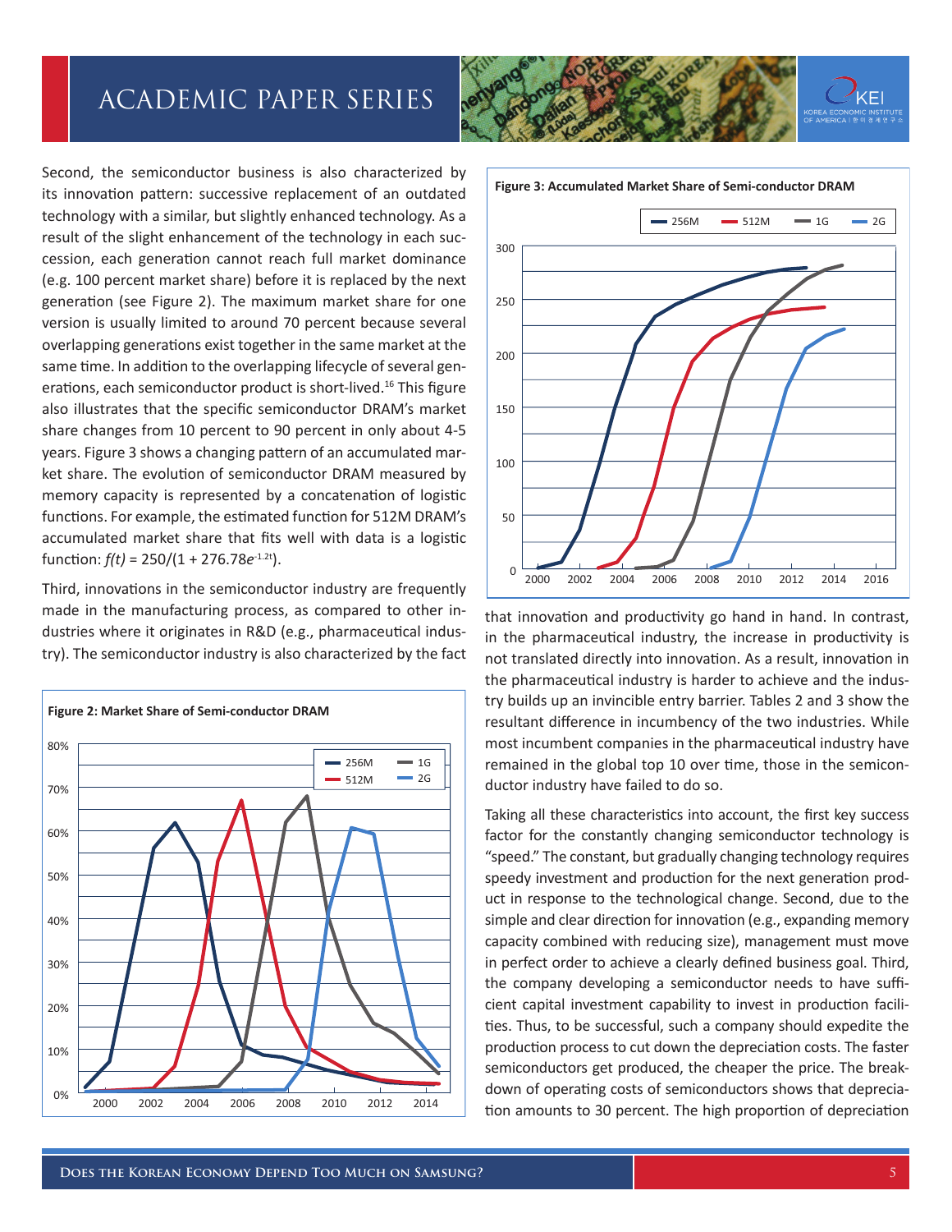Second, the semiconductor business is also characterized by its innovation pattern: successive replacement of an outdated technology with a similar, but slightly enhanced technology. As a result of the slight enhancement of the technology in each succession, each generation cannot reach full market dominance (e.g. 100 percent market share) before it is replaced by the next generation (see Figure 2). The maximum market share for one version is usually limited to around 70 percent because several overlapping generations exist together in the same market at the same time. In addition to the overlapping lifecycle of several generations, each semiconductor product is short-lived.[16] This figure also illustrates that the specific semiconductor DRAM's market share changes from 10 percent to 90 percent in only about 4-5 years. Figure 3 shows a changing pattern of an accumulated market share. The evolution of semiconductor DRAM measured by memory capacity is represented by a concatenation of logistic functions. For example, the estimated function for 512M DRAM's accumulated market share that fits well with data is a logistic function: $f(t) = 250/(1 + 276.78e^{-1.2t})$.

Third, innovations in the semiconductor industry are frequently made in the manufacturing process, as compared to other industries where it originates in R&D (e.g., pharmaceutical industry). The semiconductor industry is also characterized by the fact that innovation and productivity go hand in hand. In contrast, in the pharmaceutical industry, the increase in productivity is not translated directly into innovation. As a result, innovation in the pharmaceutical industry is harder to achieve and the industry builds up an invincible entry barrier. Tables 2 and 3 show the resultant difference in incumbency of the two industries. While most incumbent companies in the pharmaceutical industry have remained in the global top 10 over time, those in the semiconductor industry have failed to do so.

**Figure 2: Market Share of Semi-conductor DRAM**

**Figure 3: Accumulated Market Share of Semi-conductor DRAM**

Taking all these characteristics into account, the first key success factor for the constantly changing semiconductor technology is "speed." The constant, but gradually changing technology requires speedy investment and production for the next generation product in response to the technological change. Second, due to the simple and clear direction for innovation (e.g., expanding memory capacity combined with reducing size), management must move in perfect order to achieve a clearly defined business goal. Third, the company developing a semiconductor needs to have sufficient capital investment capability to invest in production facilities. Thus, to be successful, such a company should expedite the production process to cut down the depreciation costs. The faster semiconductors get produced, the cheaper the price. The breakdown of operating costs of semiconductors shows that depreciation amounts to 30 percent. The high proportion of depreciation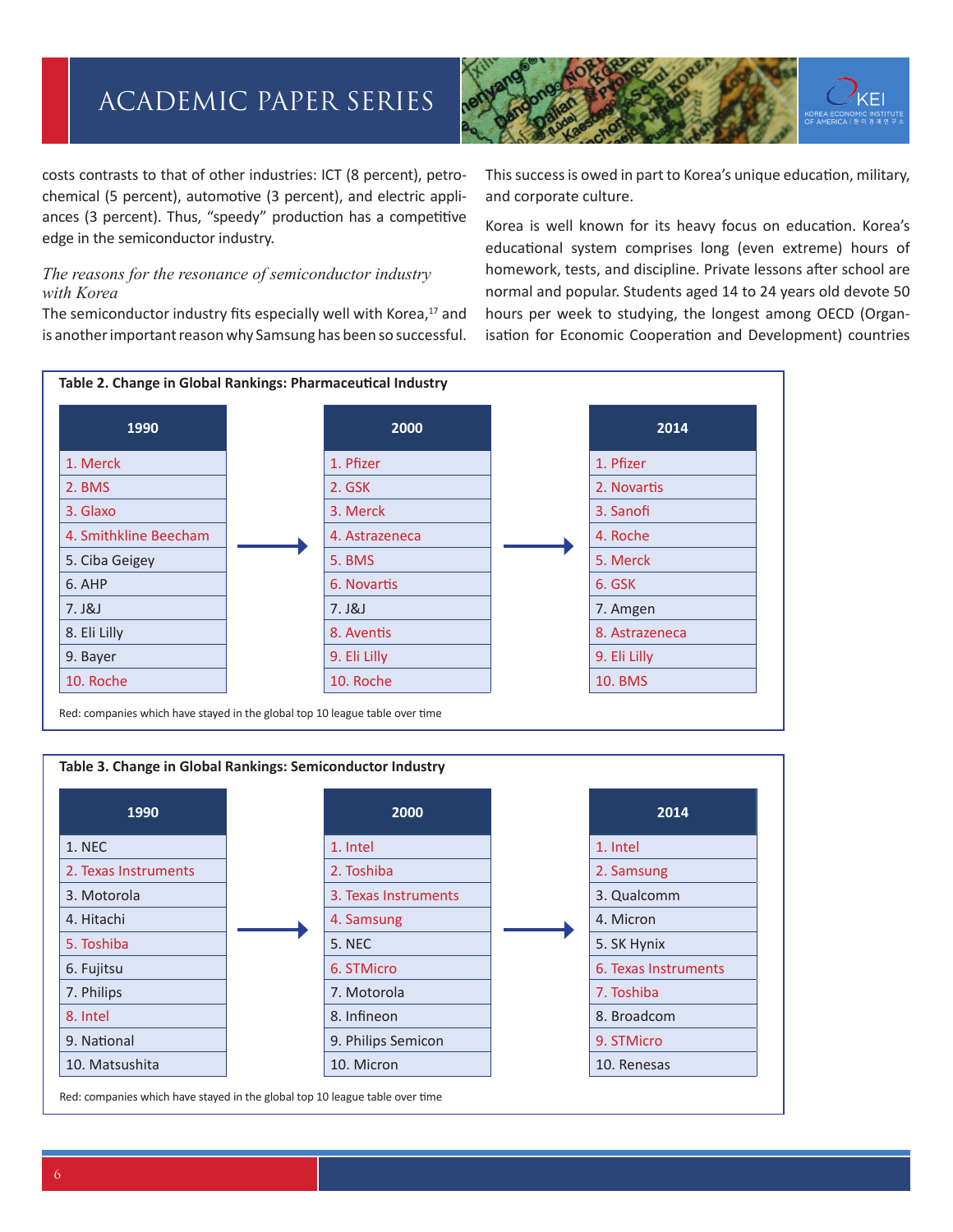costs contrasts to that of other industries: ICT (8 percent), petrochemical (5 percent), automotive (3 percent), and electric appliances (3 percent). Thus, "speedy" production has a competitive edge in the semiconductor industry.

*The reasons for the resonance of semiconductor industry with Korea*

The semiconductor industry fits especially well with Korea,[17] and is another important reason why Samsung has been so successful. This success is owed in part to Korea's unique education, military, and corporate culture.

Korea is well known for its heavy focus on education. Korea's educational system comprises long (even extreme) hours of homework, tests, and discipline. Private lessons after school are normal and popular. Students aged 14 to 24 years old devote 50 hours per week to studying, the longest among OECD (Organisation for Economic Cooperation and Development) countries

**Table 2. Change in Global Rankings: Pharmaceutical Industry**

| 1990 | 2000 | 2014 |
|---|---|---|
| 1. Merck | 1. Pfizer | 1. Pfizer |
| 2. BMS | 2. GSK | 2. Novartis |
| 3. Glaxo | 3. Merck | 3. Sanofi |
| 4. Smithkline Beecham | 4. Astrazeneca | 4. Roche |
| 5. Ciba Geigey | 5. BMS | 5. Merck |
| 6. AHP | 6. Novartis | 6. GSK |
| 7. J&J | 7. J&J | 7. Amgen |
| 8. Eli Lilly | 8. Aventis | 8. Astrazeneca |
| 9. Bayer | 9. Eli Lilly | 9. Eli Lilly |
| 10. Roche | 10. Roche | 10. BMS |

Red: companies which have stayed in the global top 10 league table over time

**Table 3. Change in Global Rankings: Semiconductor Industry**

| 1990 | 2000 | 2014 |
|---|---|---|
| 1. NEC | 1. Intel | 1. Intel |
| 2. Texas Instruments | 2. Toshiba | 2. Samsung |
| 3. Motorola | 3. Texas Instruments | 3. Qualcomm |
| 4. Hitachi | 4. Samsung | 4. Micron |
| 5. Toshiba | 5. NEC | 5. SK Hynix |
| 6. Fujitsu | 6. STMicro | 6. Texas Instruments |
| 7. Philips | 7. Motorola | 7. Toshiba |
| 8. Intel | 8. Infineon | 8. Broadcom |
| 9. National | 9. Philips Semicon | 9. STMicro |
| 10. Matsushita | 10. Micron | 10. Renesas |

Red: companies which have stayed in the global top 10 league table over time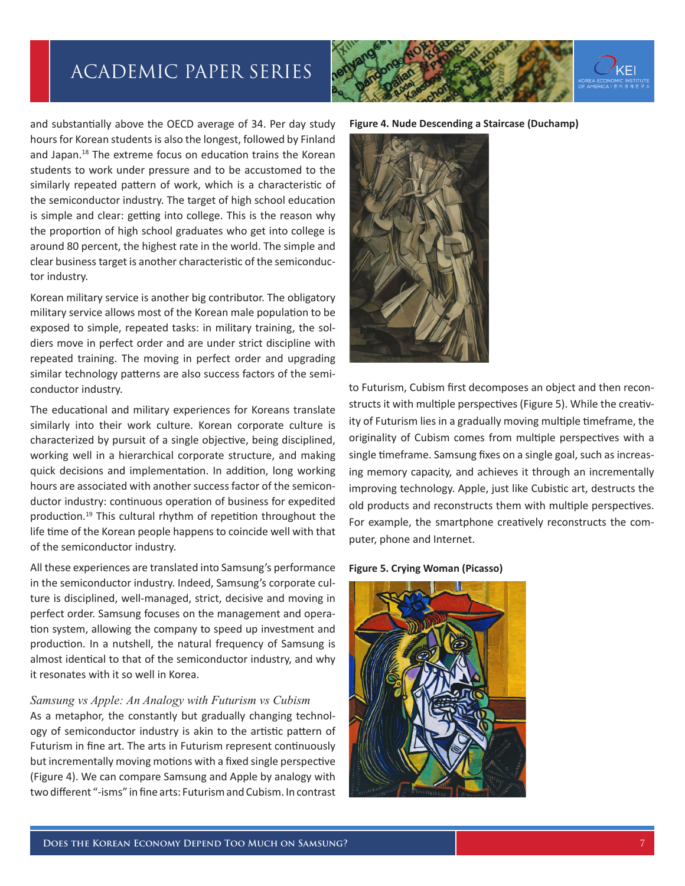and substantially above the OECD average of 34. Per day study hours for Korean students is also the longest, followed by Finland and Japan.[18] The extreme focus on education trains the Korean students to work under pressure and to be accustomed to the similarly repeated pattern of work, which is a characteristic of the semiconductor industry. The target of high school education is simple and clear: getting into college. This is the reason why the proportion of high school graduates who get into college is around 80 percent, the highest rate in the world. The simple and clear business target is another characteristic of the semiconductor industry.

Korean military service is another big contributor. The obligatory military service allows most of the Korean male population to be exposed to simple, repeated tasks: in military training, the soldiers move in perfect order and are under strict discipline with repeated training. The moving in perfect order and upgrading similar technology patterns are also success factors of the semiconductor industry.

The educational and military experiences for Koreans translate similarly into their work culture. Korean corporate culture is characterized by pursuit of a single objective, being disciplined, working well in a hierarchical corporate structure, and making quick decisions and implementation. In addition, long working hours are associated with another success factor of the semiconductor industry: continuous operation of business for expedited production.[19] This cultural rhythm of repetition throughout the life time of the Korean people happens to coincide well with that of the semiconductor industry.

All these experiences are translated into Samsung's performance in the semiconductor industry. Indeed, Samsung's corporate culture is disciplined, well-managed, strict, decisive and moving in perfect order. Samsung focuses on the management and operation system, allowing the company to speed up investment and production. In a nutshell, the natural frequency of Samsung is almost identical to that of the semiconductor industry, and why it resonates with it so well in Korea.

### *Samsung vs Apple: An Analogy with Futurism vs Cubism*

As a metaphor, the constantly but gradually changing technology of semiconductor industry is akin to the artistic pattern of Futurism in fine art. The arts in Futurism represent continuously but incrementally moving motions with a fixed single perspective (Figure 4). We can compare Samsung and Apple by analogy with two different "-isms" in fine arts: Futurism and Cubism. In contrast to Futurism, Cubism first decomposes an object and then reconstructs it with multiple perspectives (Figure 5). While the creativity of Futurism lies in a gradually moving multiple timeframe, the originality of Cubism comes from multiple perspectives with a single timeframe. Samsung fixes on a single goal, such as increasing memory capacity, and achieves it through an incrementally improving technology. Apple, just like Cubistic art, destructs the old products and reconstructs them with multiple perspectives. For example, the smartphone creatively reconstructs the computer, phone and Internet.

**Figure 4. Nude Descending a Staircase (Duchamp)**

**Figure 5. Crying Woman (Picasso)**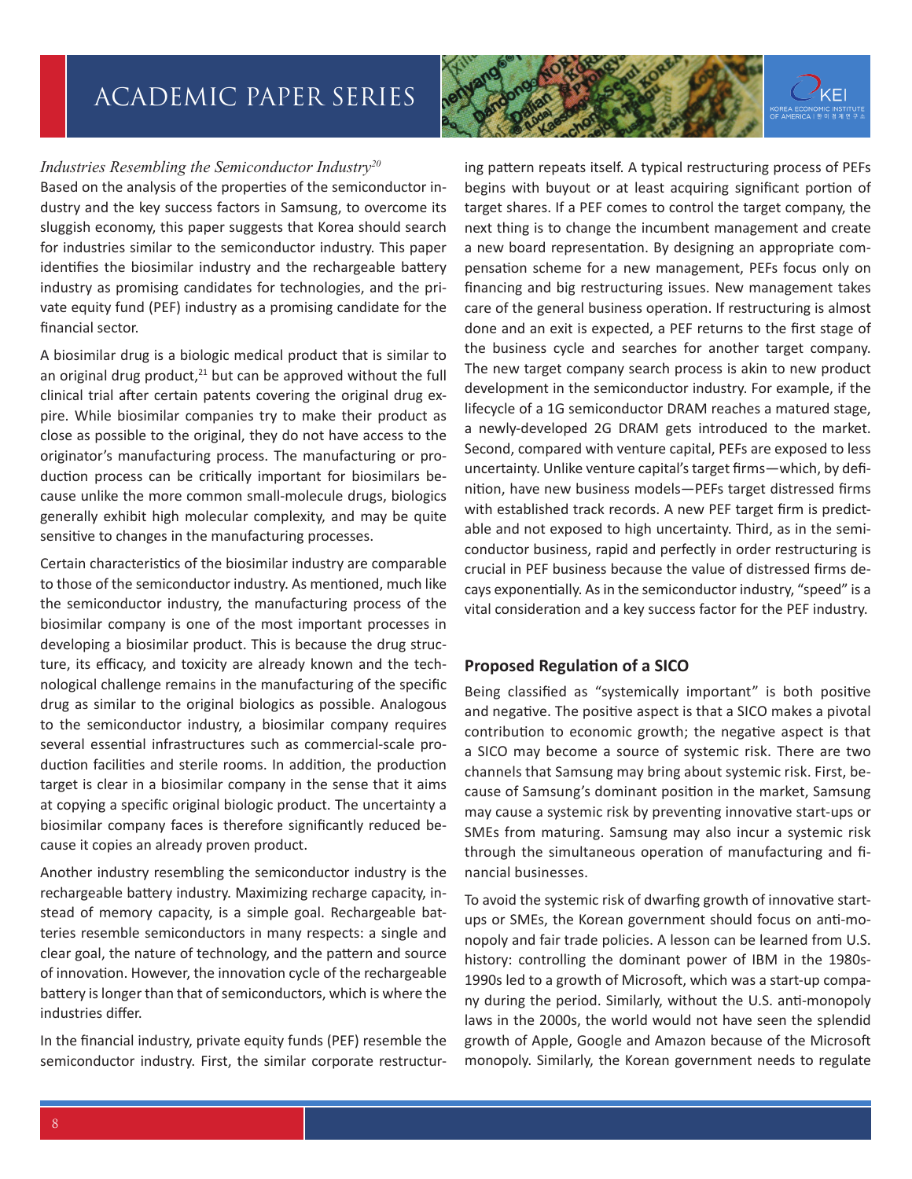*Industries Resembling the Semiconductor Industry*[20]

Based on the analysis of the properties of the semiconductor industry and the key success factors in Samsung, to overcome its sluggish economy, this paper suggests that Korea should search for industries similar to the semiconductor industry. This paper identifies the biosimilar industry and the rechargeable battery industry as promising candidates for technologies, and the private equity fund (PEF) industry as a promising candidate for the financial sector.

A biosimilar drug is a biologic medical product that is similar to an original drug product,[21] but can be approved without the full clinical trial after certain patents covering the original drug expire. While biosimilar companies try to make their product as close as possible to the original, they do not have access to the originator's manufacturing process. The manufacturing or production process can be critically important for biosimilars because unlike the more common small-molecule drugs, biologics generally exhibit high molecular complexity, and may be quite sensitive to changes in the manufacturing processes.

Certain characteristics of the biosimilar industry are comparable to those of the semiconductor industry. As mentioned, much like the semiconductor industry, the manufacturing process of the biosimilar company is one of the most important processes in developing a biosimilar product. This is because the drug structure, its efficacy, and toxicity are already known and the technological challenge remains in the manufacturing of the specific drug as similar to the original biologics as possible. Analogous to the semiconductor industry, a biosimilar company requires several essential infrastructures such as commercial-scale production facilities and sterile rooms. In addition, the production target is clear in a biosimilar company in the sense that it aims at copying a specific original biologic product. The uncertainty a biosimilar company faces is therefore significantly reduced because it copies an already proven product.

Another industry resembling the semiconductor industry is the rechargeable battery industry. Maximizing recharge capacity, instead of memory capacity, is a simple goal. Rechargeable batteries resemble semiconductors in many respects: a single and clear goal, the nature of technology, and the pattern and source of innovation. However, the innovation cycle of the rechargeable battery is longer than that of semiconductors, which is where the industries differ.

In the financial industry, private equity funds (PEF) resemble the semiconductor industry. First, the similar corporate restructuring pattern repeats itself. A typical restructuring process of PEFs begins with buyout or at least acquiring significant portion of target shares. If a PEF comes to control the target company, the next thing is to change the incumbent management and create a new board representation. By designing an appropriate compensation scheme for a new management, PEFs focus only on financing and big restructuring issues. New management takes care of the general business operation. If restructuring is almost done and an exit is expected, a PEF returns to the first stage of the business cycle and searches for another target company. The new target company search process is akin to new product development in the semiconductor industry. For example, if the lifecycle of a 1G semiconductor DRAM reaches a matured stage, a newly-developed 2G DRAM gets introduced to the market. Second, compared with venture capital, PEFs are exposed to less uncertainty. Unlike venture capital's target firms—which, by definition, have new business models—PEFs target distressed firms with established track records. A new PEF target firm is predictable and not exposed to high uncertainty. Third, as in the semiconductor business, rapid and perfectly in order restructuring is crucial in PEF business because the value of distressed firms decays exponentially. As in the semiconductor industry, "speed" is a vital consideration and a key success factor for the PEF industry.

## Proposed Regulation of a SICO

Being classified as "systemically important" is both positive and negative. The positive aspect is that a SICO makes a pivotal contribution to economic growth; the negative aspect is that a SICO may become a source of systemic risk. There are two channels that Samsung may bring about systemic risk. First, because of Samsung's dominant position in the market, Samsung may cause a systemic risk by preventing innovative start-ups or SMEs from maturing. Samsung may also incur a systemic risk through the simultaneous operation of manufacturing and financial businesses.

To avoid the systemic risk of dwarfing growth of innovative start-ups or SMEs, the Korean government should focus on anti-monopoly and fair trade policies. A lesson can be learned from U.S. history: controlling the dominant power of IBM in the 1980s-1990s led to a growth of Microsoft, which was a start-up company during the period. Similarly, without the U.S. anti-monopoly laws in the 2000s, the world would not have seen the splendid growth of Apple, Google and Amazon because of the Microsoft monopoly. Similarly, the Korean government needs to regulate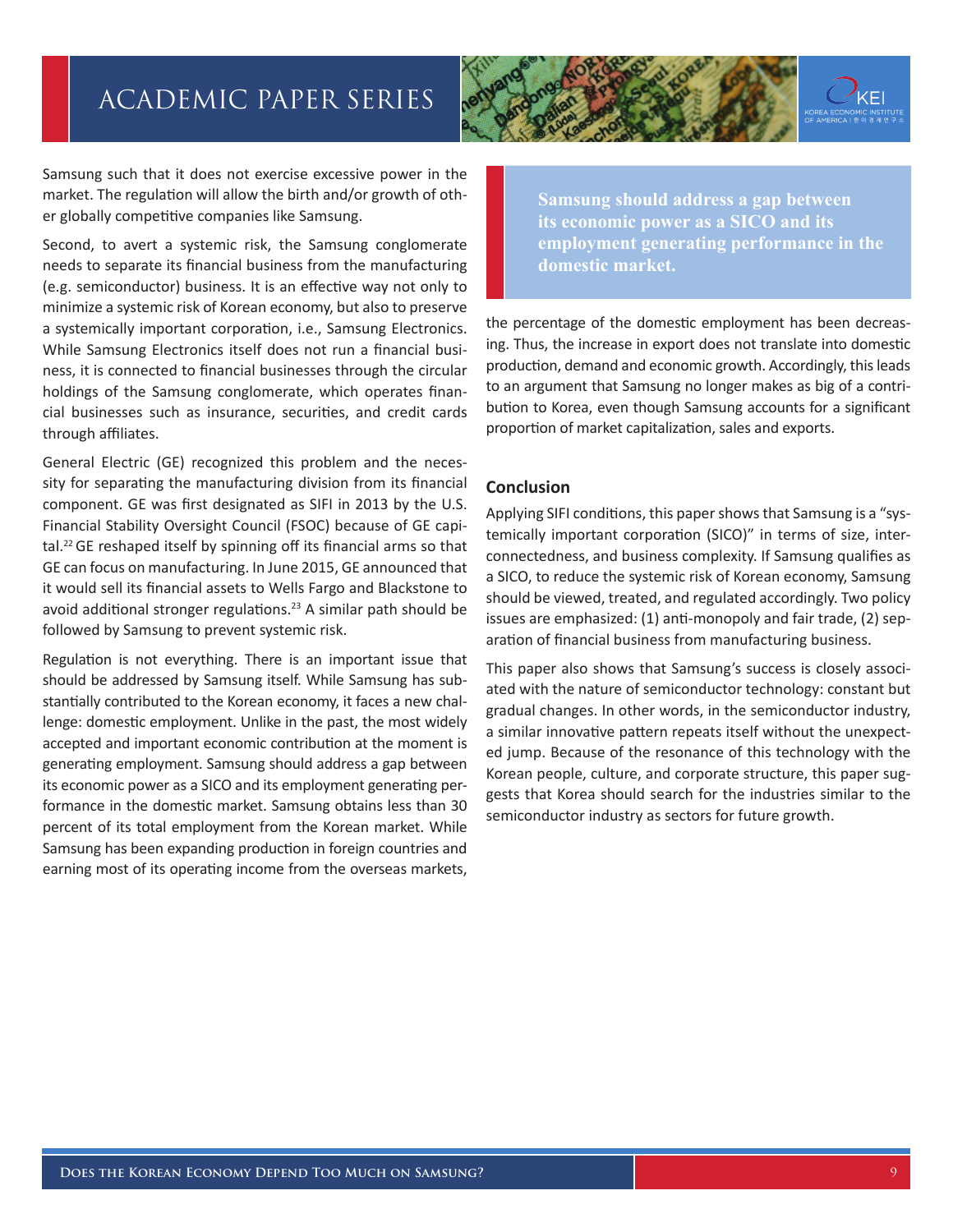Samsung such that it does not exercise excessive power in the market. The regulation will allow the birth and/or growth of other globally competitive companies like Samsung.

Second, to avert a systemic risk, the Samsung conglomerate needs to separate its financial business from the manufacturing (e.g. semiconductor) business. It is an effective way not only to minimize a systemic risk of Korean economy, but also to preserve a systemically important corporation, i.e., Samsung Electronics. While Samsung Electronics itself does not run a financial business, it is connected to financial businesses through the circular holdings of the Samsung conglomerate, which operates financial businesses such as insurance, securities, and credit cards through affiliates.

General Electric (GE) recognized this problem and the necessity for separating the manufacturing division from its financial component. GE was first designated as SIFI in 2013 by the U.S. Financial Stability Oversight Council (FSOC) because of GE capital.[22] GE reshaped itself by spinning off its financial arms so that GE can focus on manufacturing. In June 2015, GE announced that it would sell its financial assets to Wells Fargo and Blackstone to avoid additional stronger regulations.[23] A similar path should be followed by Samsung to prevent systemic risk.

Regulation is not everything. There is an important issue that should be addressed by Samsung itself. While Samsung has substantially contributed to the Korean economy, it faces a new challenge: domestic employment. Unlike in the past, the most widely accepted and important economic contribution at the moment is generating employment. Samsung should address a gap between its economic power as a SICO and its employment generating performance in the domestic market. Samsung obtains less than 30 percent of its total employment from the Korean market. While Samsung has been expanding production in foreign countries and earning most of its operating income from the overseas markets, the percentage of the domestic employment has been decreasing. Thus, the increase in export does not translate into domestic production, demand and economic growth. Accordingly, this leads to an argument that Samsung no longer makes as big of a contribution to Korea, even though Samsung accounts for a significant proportion of market capitalization, sales and exports.

> **Samsung should address a gap between its economic power as a SICO and its employment generating performance in the domestic market.**

## Conclusion

Applying SIFI conditions, this paper shows that Samsung is a "systemically important corporation (SICO)" in terms of size, interconnectedness, and business complexity. If Samsung qualifies as a SICO, to reduce the systemic risk of Korean economy, Samsung should be viewed, treated, and regulated accordingly. Two policy issues are emphasized: (1) anti-monopoly and fair trade, (2) separation of financial business from manufacturing business.

This paper also shows that Samsung's success is closely associated with the nature of semiconductor technology: constant but gradual changes. In other words, in the semiconductor industry, a similar innovative pattern repeats itself without the unexpected jump. Because of the resonance of this technology with the Korean people, culture, and corporate structure, this paper suggests that Korea should search for the industries similar to the semiconductor industry as sectors for future growth.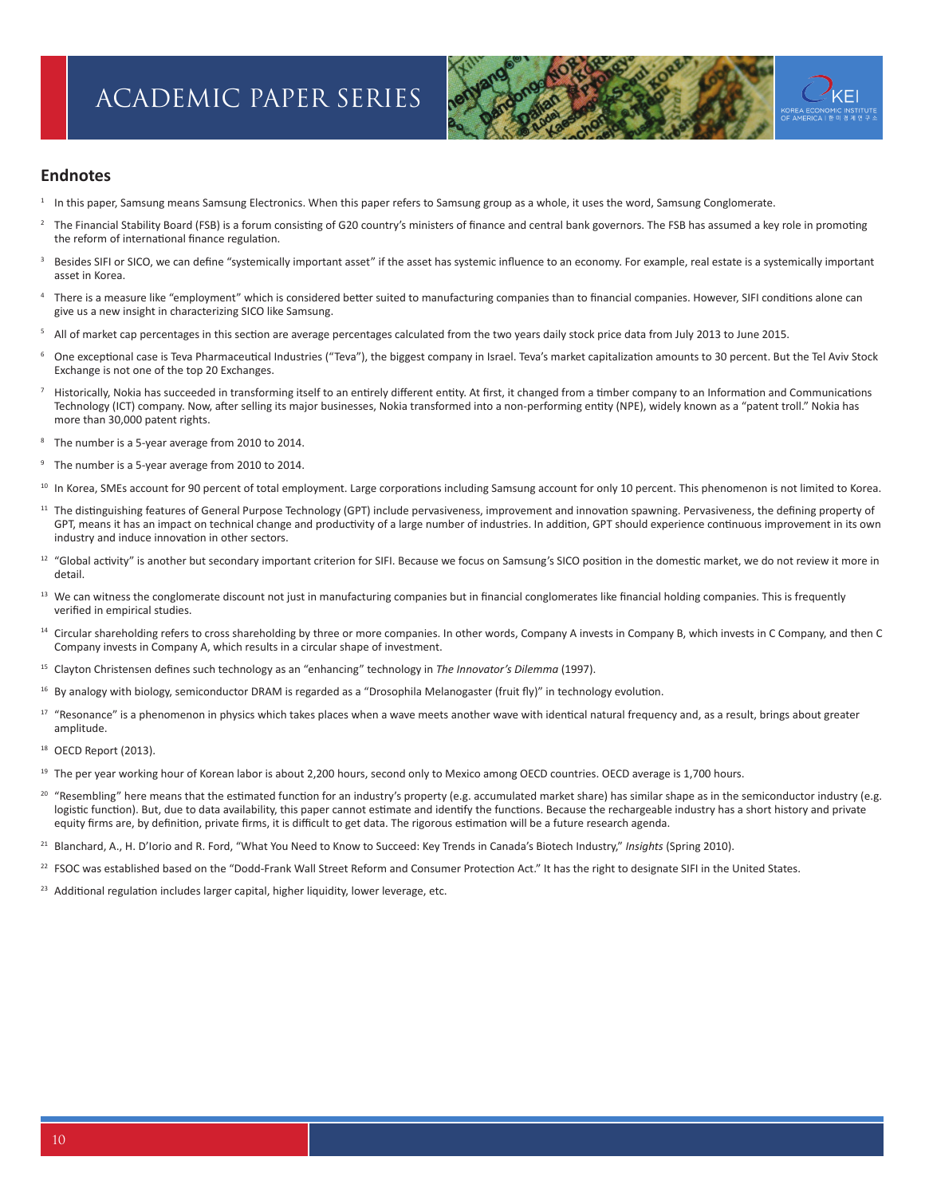## Endnotes

1. In this paper, Samsung means Samsung Electronics. When this paper refers to Samsung group as a whole, it uses the word, Samsung Conglomerate.

2. The Financial Stability Board (FSB) is a forum consisting of G20 country's ministers of finance and central bank governors. The FSB has assumed a key role in promoting the reform of international finance regulation.

3. Besides SIFI or SICO, we can define "systemically important asset" if the asset has systemic influence to an economy. For example, real estate is a systemically important asset in Korea.

4. There is a measure like "employment" which is considered better suited to manufacturing companies than to financial companies. However, SIFI conditions alone can give us a new insight in characterizing SICO like Samsung.

5. All of market cap percentages in this section are average percentages calculated from the two years daily stock price data from July 2013 to June 2015.

6. One exceptional case is Teva Pharmaceutical Industries ("Teva"), the biggest company in Israel. Teva's market capitalization amounts to 30 percent. But the Tel Aviv Stock Exchange is not one of the top 20 Exchanges.

7. Historically, Nokia has succeeded in transforming itself to an entirely different entity. At first, it changed from a timber company to an Information and Communications Technology (ICT) company. Now, after selling its major businesses, Nokia transformed into a non-performing entity (NPE), widely known as a "patent troll." Nokia has more than 30,000 patent rights.

8. The number is a 5-year average from 2010 to 2014.

9. The number is a 5-year average from 2010 to 2014.

10. In Korea, SMEs account for 90 percent of total employment. Large corporations including Samsung account for only 10 percent. This phenomenon is not limited to Korea.

11. The distinguishing features of General Purpose Technology (GPT) include pervasiveness, improvement and innovation spawning. Pervasiveness, the defining property of GPT, means it has an impact on technical change and productivity of a large number of industries. In addition, GPT should experience continuous improvement in its own industry and induce innovation in other sectors.

12. "Global activity" is another but secondary important criterion for SIFI. Because we focus on Samsung's SICO position in the domestic market, we do not review it more in detail.

13. We can witness the conglomerate discount not just in manufacturing companies but in financial conglomerates like financial holding companies. This is frequently verified in empirical studies.

14. Circular shareholding refers to cross shareholding by three or more companies. In other words, Company A invests in Company B, which invests in C Company, and then C Company invests in Company A, which results in a circular shape of investment.

15. Clayton Christensen defines such technology as an "enhancing" technology in *The Innovator's Dilemma* (1997).

16. By analogy with biology, semiconductor DRAM is regarded as a "Drosophila Melanogaster (fruit fly)" in technology evolution.

17. "Resonance" is a phenomenon in physics which takes places when a wave meets another wave with identical natural frequency and, as a result, brings about greater amplitude.

18. OECD Report (2013).

19. The per year working hour of Korean labor is about 2,200 hours, second only to Mexico among OECD countries. OECD average is 1,700 hours.

20. "Resembling" here means that the estimated function for an industry's property (e.g. accumulated market share) has similar shape as in the semiconductor industry (e.g. logistic function). But, due to data availability, this paper cannot estimate and identify the functions. Because the rechargeable industry has a short history and private equity firms are, by definition, private firms, it is difficult to get data. The rigorous estimation will be a future research agenda.

21. Blanchard, A., H. D'Iorio and R. Ford, "What You Need to Know to Succeed: Key Trends in Canada's Biotech Industry," *Insights* (Spring 2010).

22. FSOC was established based on the "Dodd-Frank Wall Street Reform and Consumer Protection Act." It has the right to designate SIFI in the United States.

23. Additional regulation includes larger capital, higher liquidity, lower leverage, etc.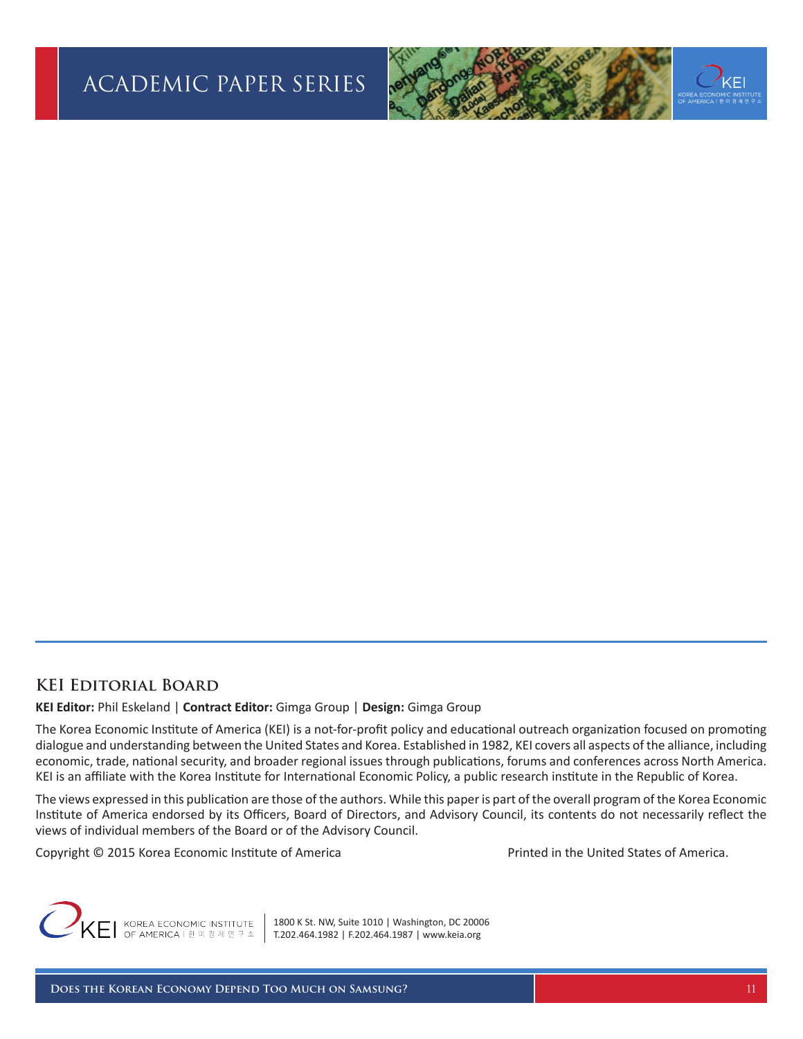## KEI Editorial Board

**KEI Editor:** Phil Eskeland | **Contract Editor:** Gimga Group | **Design:** Gimga Group

The Korea Economic Institute of America (KEI) is a not-for-profit policy and educational outreach organization focused on promoting dialogue and understanding between the United States and Korea. Established in 1982, KEI covers all aspects of the alliance, including economic, trade, national security, and broader regional issues through publications, forums and conferences across North America. KEI is an affiliate with the Korea Institute for International Economic Policy, a public research institute in the Republic of Korea.

The views expressed in this publication are those of the authors. While this paper is part of the overall program of the Korea Economic Institute of America endorsed by its Officers, Board of Directors, and Advisory Council, its contents do not necessarily reflect the views of individual members of the Board or of the Advisory Council.

Copyright © 2015 Korea Economic Institute of America

Printed in the United States of America.

KEI KOREA ECONOMIC INSTITUTE OF AMERICA | 한 미 경 제 연 구 소

1800 K St. NW, Suite 1010 | Washington, DC 20006
T.202.464.1982 | F.202.464.1987 | www.keia.org